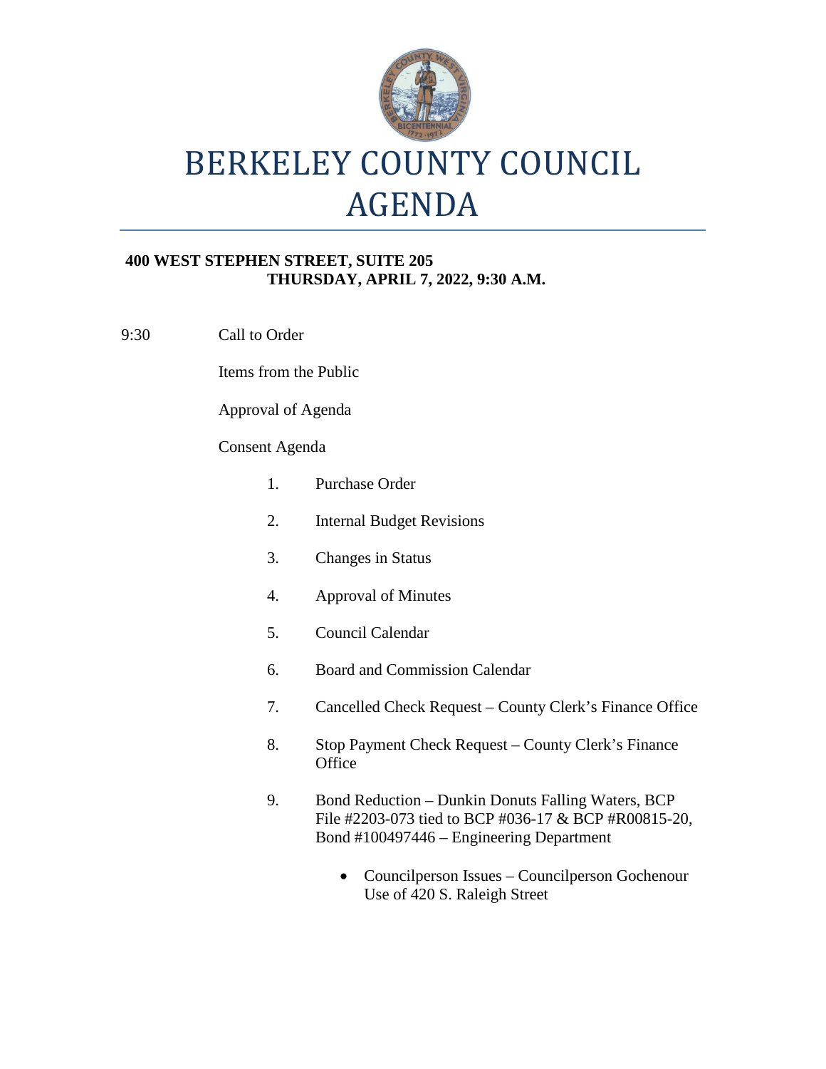# BERKELEY COUNTY COUNCIL AGENDA

**400 WEST STEPHEN STREET, SUITE 205**
**THURSDAY, APRIL 7, 2022, 9:30 A.M.**

9:30 Call to Order

Items from the Public

Approval of Agenda

Consent Agenda

1. Purchase Order
2. Internal Budget Revisions
3. Changes in Status
4. Approval of Minutes
5. Council Calendar
6. Board and Commission Calendar
7. Cancelled Check Request – County Clerk's Finance Office
8. Stop Payment Check Request – County Clerk's Finance Office
9. Bond Reduction – Dunkin Donuts Falling Waters, BCP File #2203-073 tied to BCP #036-17 & BCP #R00815-20, Bond #100497446 – Engineering Department

   - Councilperson Issues – Councilperson Gochenour Use of 420 S. Raleigh Street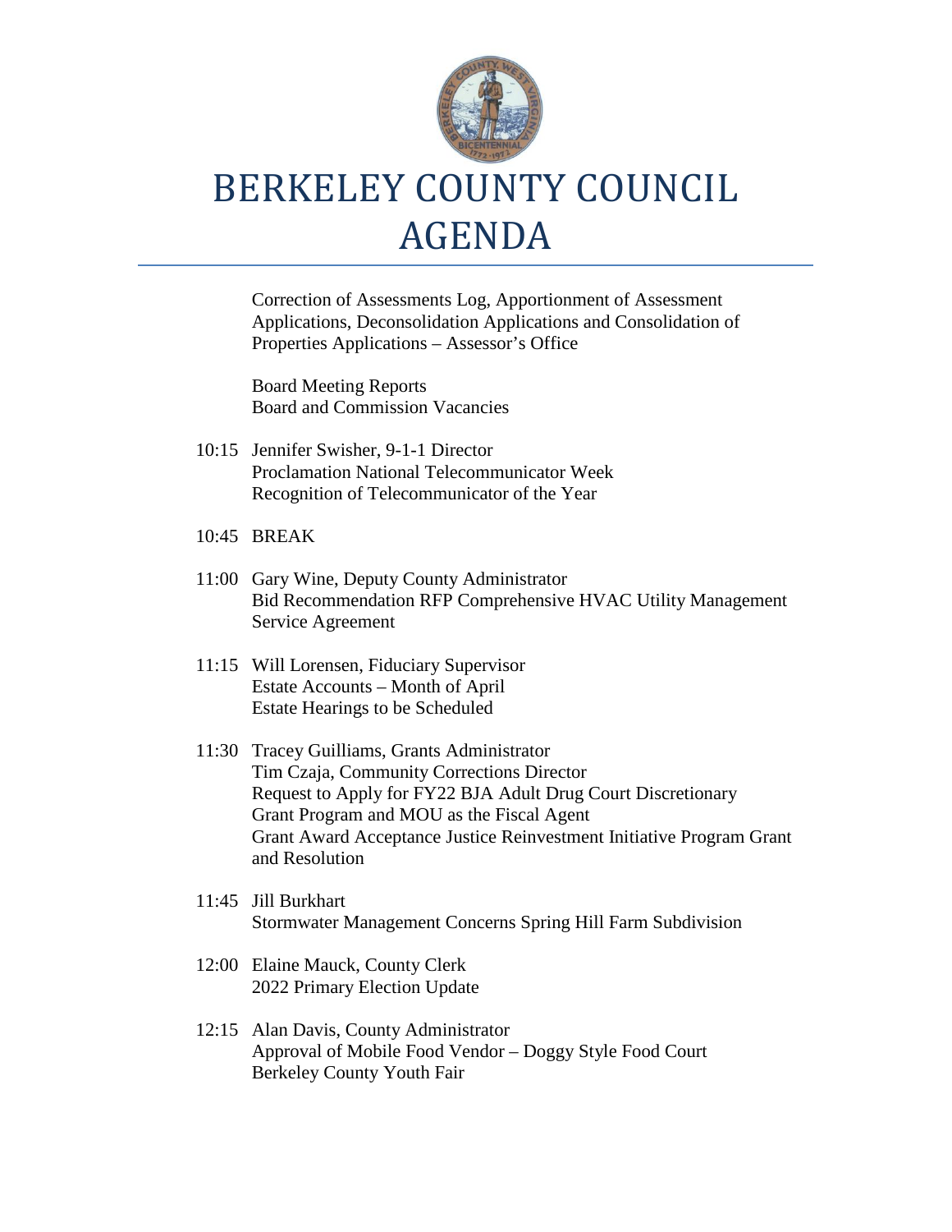# BERKELEY COUNTY COUNCIL AGENDA

Correction of Assessments Log, Apportionment of Assessment Applications, Deconsolidation Applications and Consolidation of Properties Applications – Assessor's Office

Board Meeting Reports
Board and Commission Vacancies

10:15 Jennifer Swisher, 9-1-1 Director
Proclamation National Telecommunicator Week
Recognition of Telecommunicator of the Year

10:45 BREAK

11:00 Gary Wine, Deputy County Administrator
Bid Recommendation RFP Comprehensive HVAC Utility Management Service Agreement

11:15 Will Lorensen, Fiduciary Supervisor
Estate Accounts – Month of April
Estate Hearings to be Scheduled

11:30 Tracey Guilliams, Grants Administrator
Tim Czaja, Community Corrections Director
Request to Apply for FY22 BJA Adult Drug Court Discretionary Grant Program and MOU as the Fiscal Agent
Grant Award Acceptance Justice Reinvestment Initiative Program Grant and Resolution

11:45 Jill Burkhart
Stormwater Management Concerns Spring Hill Farm Subdivision

12:00 Elaine Mauck, County Clerk
2022 Primary Election Update

12:15 Alan Davis, County Administrator
Approval of Mobile Food Vendor – Doggy Style Food Court
Berkeley County Youth Fair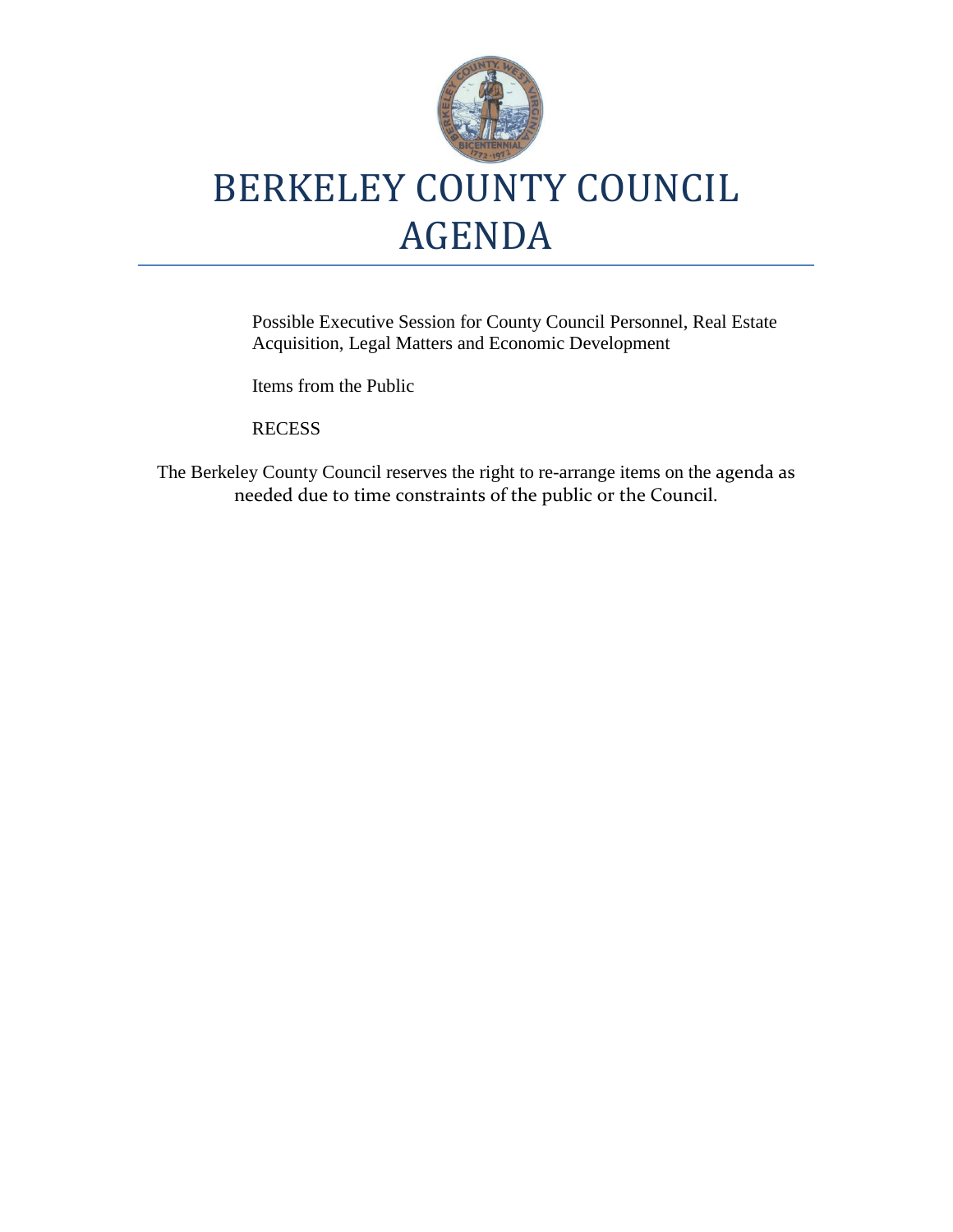# BERKELEY COUNTY COUNCIL AGENDA

Possible Executive Session for County Council Personnel, Real Estate Acquisition, Legal Matters and Economic Development

Items from the Public

RECESS

The Berkeley County Council reserves the right to re-arrange items on the agenda as needed due to time constraints of the public or the Council.